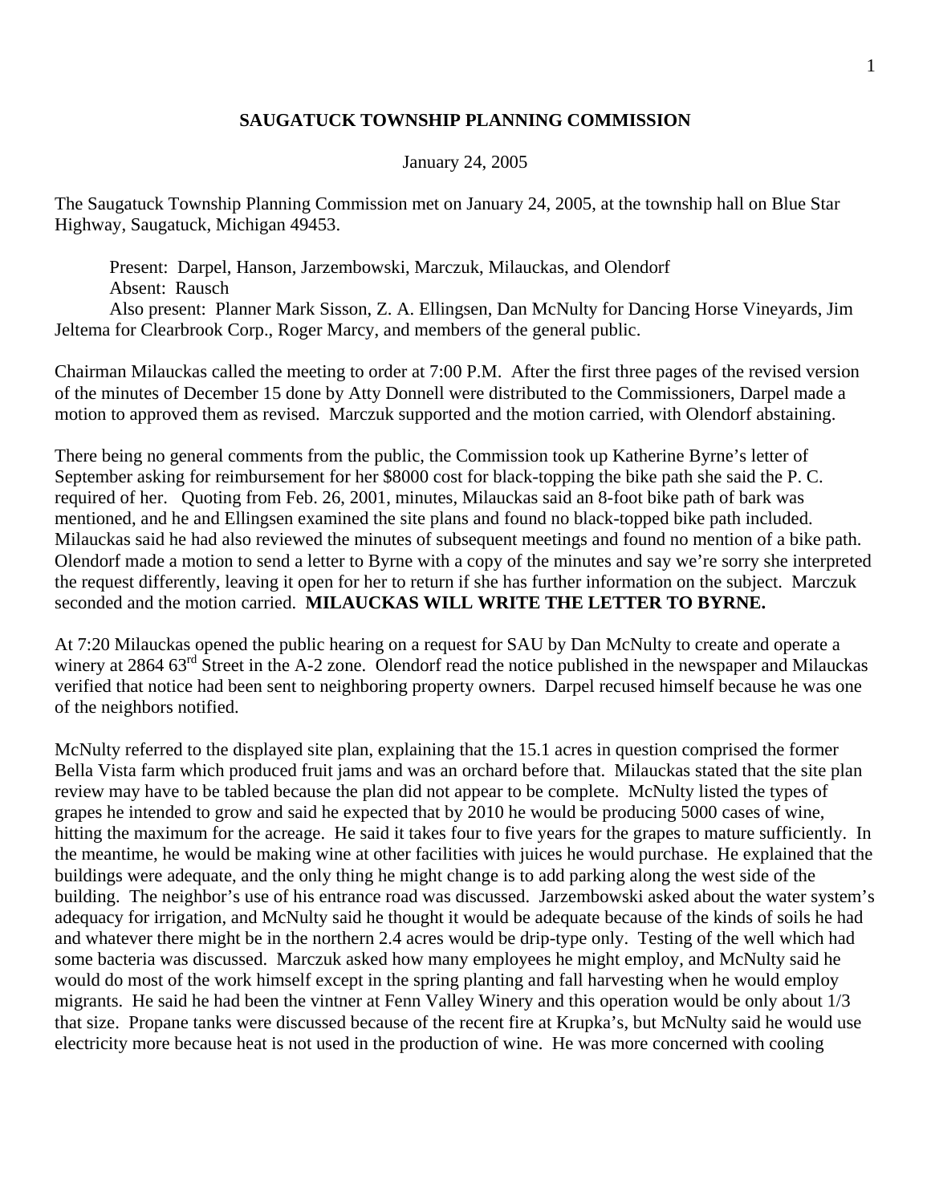**SAUGATUCK TOWNSHIP PLANNING COMMISSION**

January 24, 2005

The Saugatuck Township Planning Commission met on January 24, 2005, at the township hall on Blue Star Highway, Saugatuck, Michigan 49453.

Present: Darpel, Hanson, Jarzembowski, Marczuk, Milauckas, and Olendorf
Absent: Rausch
Also present: Planner Mark Sisson, Z. A. Ellingsen, Dan McNulty for Dancing Horse Vineyards, Jim Jeltema for Clearbrook Corp., Roger Marcy, and members of the general public.

Chairman Milauckas called the meeting to order at 7:00 P.M. After the first three pages of the revised version of the minutes of December 15 done by Atty Donnell were distributed to the Commissioners, Darpel made a motion to approved them as revised. Marczuk supported and the motion carried, with Olendorf abstaining.

There being no general comments from the public, the Commission took up Katherine Byrne's letter of September asking for reimbursement for her $8000 cost for black-topping the bike path she said the P. C. required of her. Quoting from Feb. 26, 2001, minutes, Milauckas said an 8-foot bike path of bark was mentioned, and he and Ellingsen examined the site plans and found no black-topped bike path included. Milauckas said he had also reviewed the minutes of subsequent meetings and found no mention of a bike path. Olendorf made a motion to send a letter to Byrne with a copy of the minutes and say we're sorry she interpreted the request differently, leaving it open for her to return if she has further information on the subject. Marczuk seconded and the motion carried. **MILAUCKAS WILL WRITE THE LETTER TO BYRNE.**

At 7:20 Milauckas opened the public hearing on a request for SAU by Dan McNulty to create and operate a winery at 2864 63rd Street in the A-2 zone. Olendorf read the notice published in the newspaper and Milauckas verified that notice had been sent to neighboring property owners. Darpel recused himself because he was one of the neighbors notified.

McNulty referred to the displayed site plan, explaining that the 15.1 acres in question comprised the former Bella Vista farm which produced fruit jams and was an orchard before that. Milauckas stated that the site plan review may have to be tabled because the plan did not appear to be complete. McNulty listed the types of grapes he intended to grow and said he expected that by 2010 he would be producing 5000 cases of wine, hitting the maximum for the acreage. He said it takes four to five years for the grapes to mature sufficiently. In the meantime, he would be making wine at other facilities with juices he would purchase. He explained that the buildings were adequate, and the only thing he might change is to add parking along the west side of the building. The neighbor's use of his entrance road was discussed. Jarzembowski asked about the water system's adequacy for irrigation, and McNulty said he thought it would be adequate because of the kinds of soils he had and whatever there might be in the northern 2.4 acres would be drip-type only. Testing of the well which had some bacteria was discussed. Marczuk asked how many employees he might employ, and McNulty said he would do most of the work himself except in the spring planting and fall harvesting when he would employ migrants. He said he had been the vintner at Fenn Valley Winery and this operation would be only about 1/3 that size. Propane tanks were discussed because of the recent fire at Krupka's, but McNulty said he would use electricity more because heat is not used in the production of wine. He was more concerned with cooling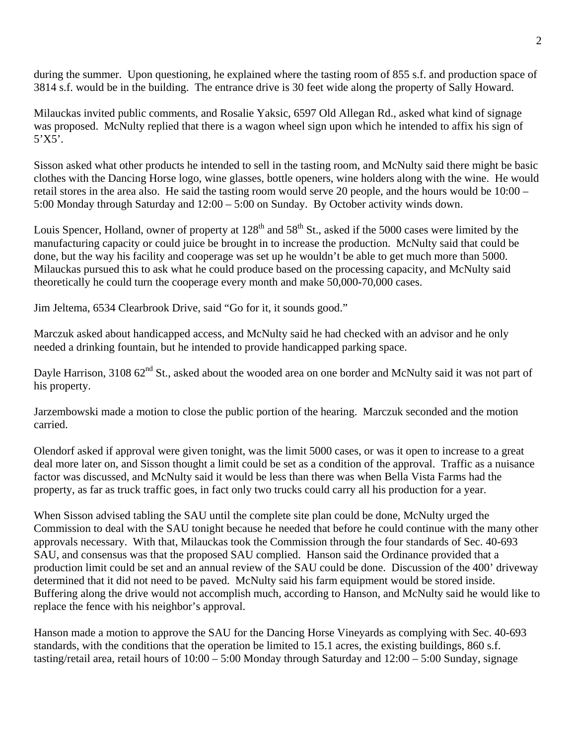during the summer. Upon questioning, he explained where the tasting room of 855 s.f. and production space of 3814 s.f. would be in the building. The entrance drive is 30 feet wide along the property of Sally Howard.

Milauckas invited public comments, and Rosalie Yaksic, 6597 Old Allegan Rd., asked what kind of signage was proposed. McNulty replied that there is a wagon wheel sign upon which he intended to affix his sign of 5'X5'.

Sisson asked what other products he intended to sell in the tasting room, and McNulty said there might be basic clothes with the Dancing Horse logo, wine glasses, bottle openers, wine holders along with the wine. He would retail stores in the area also. He said the tasting room would serve 20 people, and the hours would be 10:00 – 5:00 Monday through Saturday and 12:00 – 5:00 on Sunday. By October activity winds down.

Louis Spencer, Holland, owner of property at 128th and 58th St., asked if the 5000 cases were limited by the manufacturing capacity or could juice be brought in to increase the production. McNulty said that could be done, but the way his facility and cooperage was set up he wouldn't be able to get much more than 5000. Milauckas pursued this to ask what he could produce based on the processing capacity, and McNulty said theoretically he could turn the cooperage every month and make 50,000-70,000 cases.

Jim Jeltema, 6534 Clearbrook Drive, said "Go for it, it sounds good."

Marczuk asked about handicapped access, and McNulty said he had checked with an advisor and he only needed a drinking fountain, but he intended to provide handicapped parking space.

Dayle Harrison, 3108 62nd St., asked about the wooded area on one border and McNulty said it was not part of his property.

Jarzembowski made a motion to close the public portion of the hearing. Marczuk seconded and the motion carried.

Olendorf asked if approval were given tonight, was the limit 5000 cases, or was it open to increase to a great deal more later on, and Sisson thought a limit could be set as a condition of the approval. Traffic as a nuisance factor was discussed, and McNulty said it would be less than there was when Bella Vista Farms had the property, as far as truck traffic goes, in fact only two trucks could carry all his production for a year.

When Sisson advised tabling the SAU until the complete site plan could be done, McNulty urged the Commission to deal with the SAU tonight because he needed that before he could continue with the many other approvals necessary. With that, Milauckas took the Commission through the four standards of Sec. 40-693 SAU, and consensus was that the proposed SAU complied. Hanson said the Ordinance provided that a production limit could be set and an annual review of the SAU could be done. Discussion of the 400' driveway determined that it did not need to be paved. McNulty said his farm equipment would be stored inside. Buffering along the drive would not accomplish much, according to Hanson, and McNulty said he would like to replace the fence with his neighbor's approval.

Hanson made a motion to approve the SAU for the Dancing Horse Vineyards as complying with Sec. 40-693 standards, with the conditions that the operation be limited to 15.1 acres, the existing buildings, 860 s.f. tasting/retail area, retail hours of 10:00 – 5:00 Monday through Saturday and 12:00 – 5:00 Sunday, signage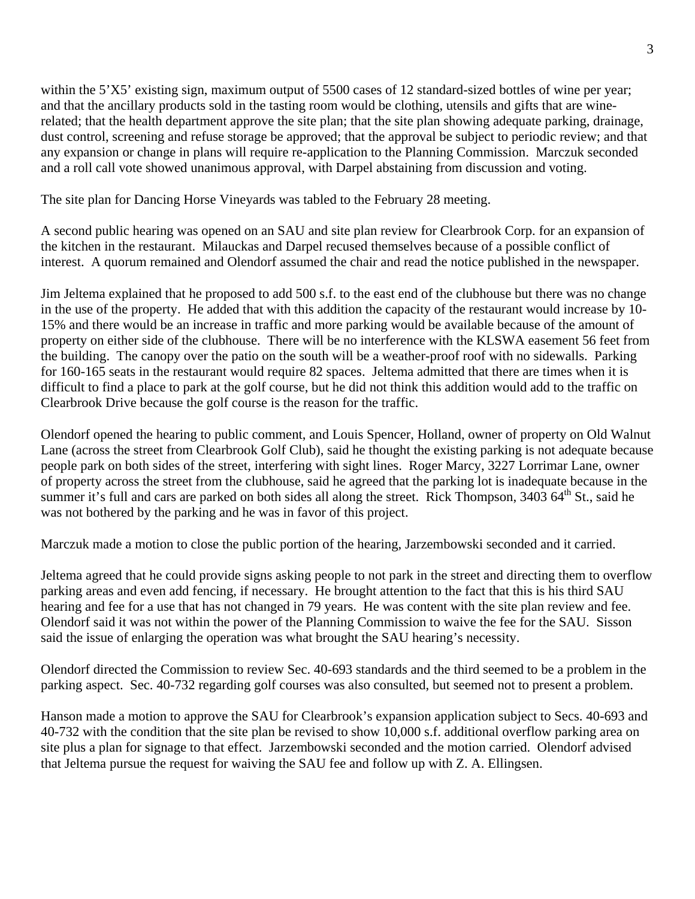within the 5'X5' existing sign, maximum output of 5500 cases of 12 standard-sized bottles of wine per year; and that the ancillary products sold in the tasting room would be clothing, utensils and gifts that are wine-related; that the health department approve the site plan; that the site plan showing adequate parking, drainage, dust control, screening and refuse storage be approved; that the approval be subject to periodic review; and that any expansion or change in plans will require re-application to the Planning Commission. Marczuk seconded and a roll call vote showed unanimous approval, with Darpel abstaining from discussion and voting.

The site plan for Dancing Horse Vineyards was tabled to the February 28 meeting.

A second public hearing was opened on an SAU and site plan review for Clearbrook Corp. for an expansion of the kitchen in the restaurant. Milauckas and Darpel recused themselves because of a possible conflict of interest. A quorum remained and Olendorf assumed the chair and read the notice published in the newspaper.

Jim Jeltema explained that he proposed to add 500 s.f. to the east end of the clubhouse but there was no change in the use of the property. He added that with this addition the capacity of the restaurant would increase by 10-15% and there would be an increase in traffic and more parking would be available because of the amount of property on either side of the clubhouse. There will be no interference with the KLSWA easement 56 feet from the building. The canopy over the patio on the south will be a weather-proof roof with no sidewalls. Parking for 160-165 seats in the restaurant would require 82 spaces. Jeltema admitted that there are times when it is difficult to find a place to park at the golf course, but he did not think this addition would add to the traffic on Clearbrook Drive because the golf course is the reason for the traffic.

Olendorf opened the hearing to public comment, and Louis Spencer, Holland, owner of property on Old Walnut Lane (across the street from Clearbrook Golf Club), said he thought the existing parking is not adequate because people park on both sides of the street, interfering with sight lines. Roger Marcy, 3227 Lorrimar Lane, owner of property across the street from the clubhouse, said he agreed that the parking lot is inadequate because in the summer it's full and cars are parked on both sides all along the street. Rick Thompson, 3403 64th St., said he was not bothered by the parking and he was in favor of this project.

Marczuk made a motion to close the public portion of the hearing, Jarzembowski seconded and it carried.

Jeltema agreed that he could provide signs asking people to not park in the street and directing them to overflow parking areas and even add fencing, if necessary. He brought attention to the fact that this is his third SAU hearing and fee for a use that has not changed in 79 years. He was content with the site plan review and fee. Olendorf said it was not within the power of the Planning Commission to waive the fee for the SAU. Sisson said the issue of enlarging the operation was what brought the SAU hearing's necessity.

Olendorf directed the Commission to review Sec. 40-693 standards and the third seemed to be a problem in the parking aspect. Sec. 40-732 regarding golf courses was also consulted, but seemed not to present a problem.

Hanson made a motion to approve the SAU for Clearbrook's expansion application subject to Secs. 40-693 and 40-732 with the condition that the site plan be revised to show 10,000 s.f. additional overflow parking area on site plus a plan for signage to that effect. Jarzembowski seconded and the motion carried. Olendorf advised that Jeltema pursue the request for waiving the SAU fee and follow up with Z. A. Ellingsen.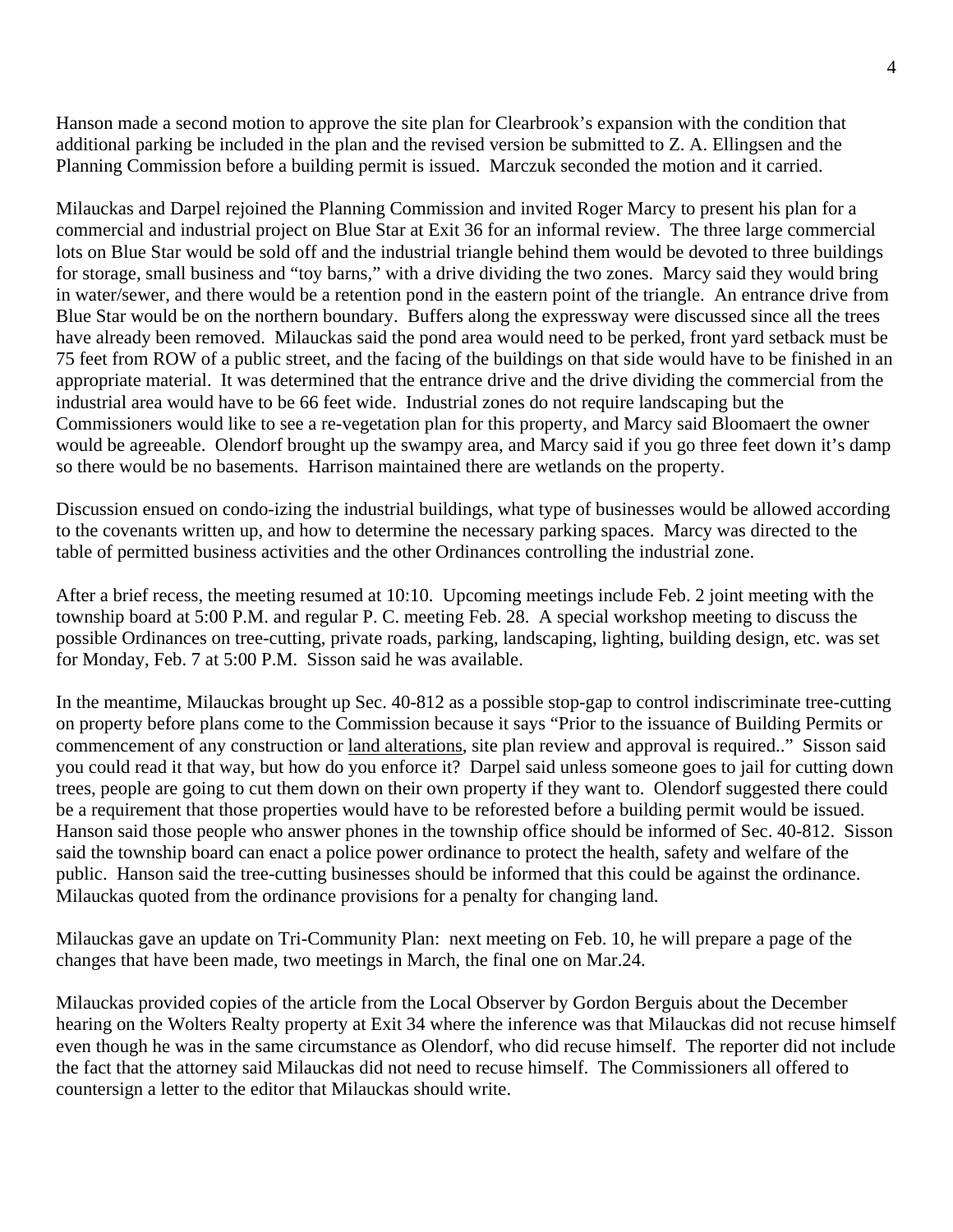Hanson made a second motion to approve the site plan for Clearbrook's expansion with the condition that additional parking be included in the plan and the revised version be submitted to Z. A. Ellingsen and the Planning Commission before a building permit is issued. Marczuk seconded the motion and it carried.

Milauckas and Darpel rejoined the Planning Commission and invited Roger Marcy to present his plan for a commercial and industrial project on Blue Star at Exit 36 for an informal review. The three large commercial lots on Blue Star would be sold off and the industrial triangle behind them would be devoted to three buildings for storage, small business and "toy barns," with a drive dividing the two zones. Marcy said they would bring in water/sewer, and there would be a retention pond in the eastern point of the triangle. An entrance drive from Blue Star would be on the northern boundary. Buffers along the expressway were discussed since all the trees have already been removed. Milauckas said the pond area would need to be perked, front yard setback must be 75 feet from ROW of a public street, and the facing of the buildings on that side would have to be finished in an appropriate material. It was determined that the entrance drive and the drive dividing the commercial from the industrial area would have to be 66 feet wide. Industrial zones do not require landscaping but the Commissioners would like to see a re-vegetation plan for this property, and Marcy said Bloomaert the owner would be agreeable. Olendorf brought up the swampy area, and Marcy said if you go three feet down it's damp so there would be no basements. Harrison maintained there are wetlands on the property.

Discussion ensued on condo-izing the industrial buildings, what type of businesses would be allowed according to the covenants written up, and how to determine the necessary parking spaces. Marcy was directed to the table of permitted business activities and the other Ordinances controlling the industrial zone.

After a brief recess, the meeting resumed at 10:10. Upcoming meetings include Feb. 2 joint meeting with the township board at 5:00 P.M. and regular P. C. meeting Feb. 28. A special workshop meeting to discuss the possible Ordinances on tree-cutting, private roads, parking, landscaping, lighting, building design, etc. was set for Monday, Feb. 7 at 5:00 P.M. Sisson said he was available.

In the meantime, Milauckas brought up Sec. 40-812 as a possible stop-gap to control indiscriminate tree-cutting on property before plans come to the Commission because it says "Prior to the issuance of Building Permits or commencement of any construction or <u>land alterations</u>, site plan review and approval is required.." Sisson said you could read it that way, but how do you enforce it? Darpel said unless someone goes to jail for cutting down trees, people are going to cut them down on their own property if they want to. Olendorf suggested there could be a requirement that those properties would have to be reforested before a building permit would be issued. Hanson said those people who answer phones in the township office should be informed of Sec. 40-812. Sisson said the township board can enact a police power ordinance to protect the health, safety and welfare of the public. Hanson said the tree-cutting businesses should be informed that this could be against the ordinance. Milauckas quoted from the ordinance provisions for a penalty for changing land.

Milauckas gave an update on Tri-Community Plan: next meeting on Feb. 10, he will prepare a page of the changes that have been made, two meetings in March, the final one on Mar.24.

Milauckas provided copies of the article from the Local Observer by Gordon Berguis about the December hearing on the Wolters Realty property at Exit 34 where the inference was that Milauckas did not recuse himself even though he was in the same circumstance as Olendorf, who did recuse himself. The reporter did not include the fact that the attorney said Milauckas did not need to recuse himself. The Commissioners all offered to countersign a letter to the editor that Milauckas should write.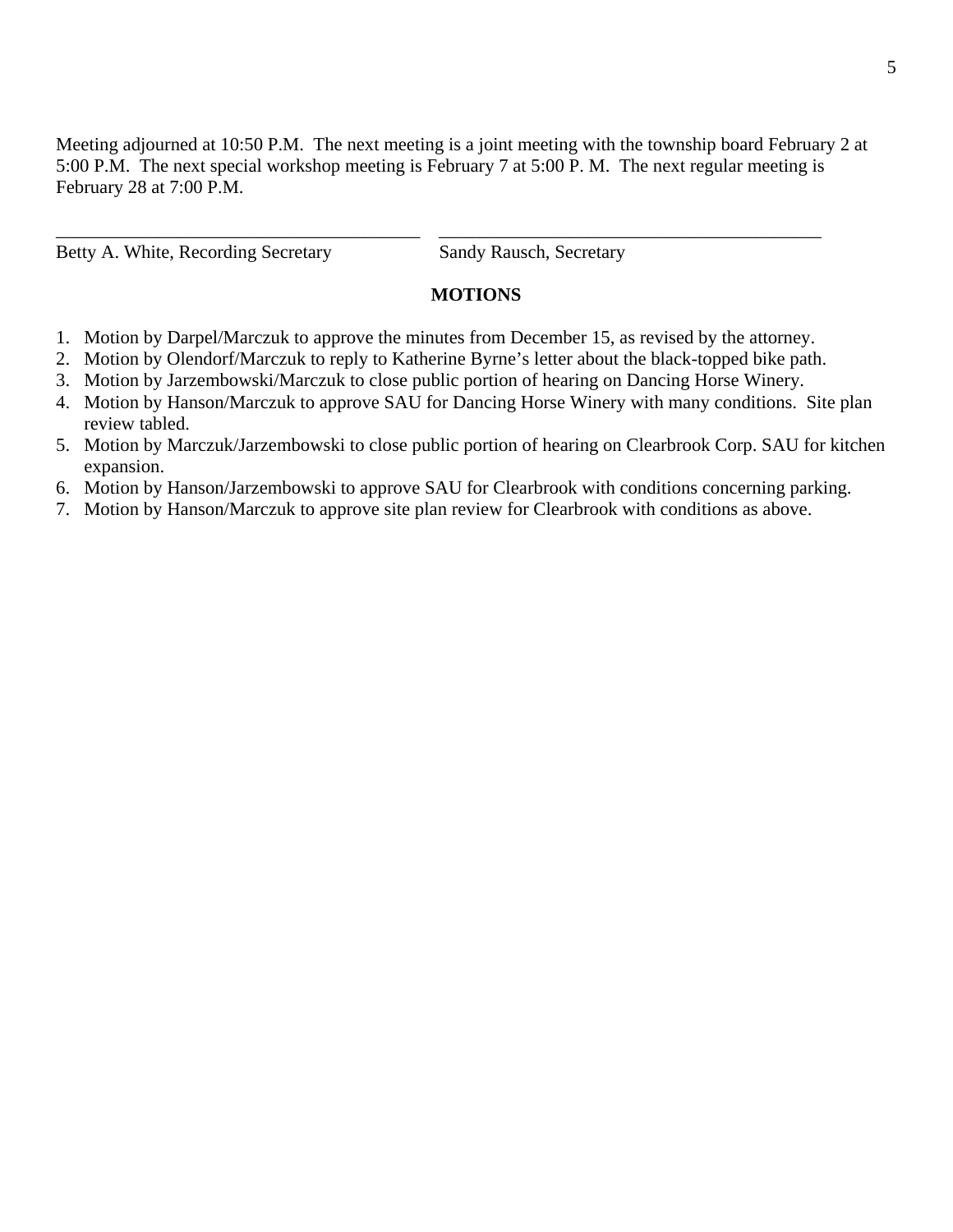Meeting adjourned at 10:50 P.M. The next meeting is a joint meeting with the township board February 2 at 5:00 P.M. The next special workshop meeting is February 7 at 5:00 P. M. The next regular meeting is February 28 at 7:00 P.M.

\_\_\_\_\_\_\_\_\_\_\_\_\_\_\_\_\_\_\_\_\_\_\_\_\_\_\_\_\_\_\_\_\_\_\_\_\_\_\_\_ \_\_\_\_\_\_\_\_\_\_\_\_\_\_\_\_\_\_\_\_\_\_\_\_\_\_\_\_\_\_\_\_\_\_\_\_\_\_\_\_\_\_

Betty A. White, Recording Secretary Sandy Rausch, Secretary

## MOTIONS

1. Motion by Darpel/Marczuk to approve the minutes from December 15, as revised by the attorney.
2. Motion by Olendorf/Marczuk to reply to Katherine Byrne's letter about the black-topped bike path.
3. Motion by Jarzembowski/Marczuk to close public portion of hearing on Dancing Horse Winery.
4. Motion by Hanson/Marczuk to approve SAU for Dancing Horse Winery with many conditions. Site plan review tabled.
5. Motion by Marczuk/Jarzembowski to close public portion of hearing on Clearbrook Corp. SAU for kitchen expansion.
6. Motion by Hanson/Jarzembowski to approve SAU for Clearbrook with conditions concerning parking.
7. Motion by Hanson/Marczuk to approve site plan review for Clearbrook with conditions as above.